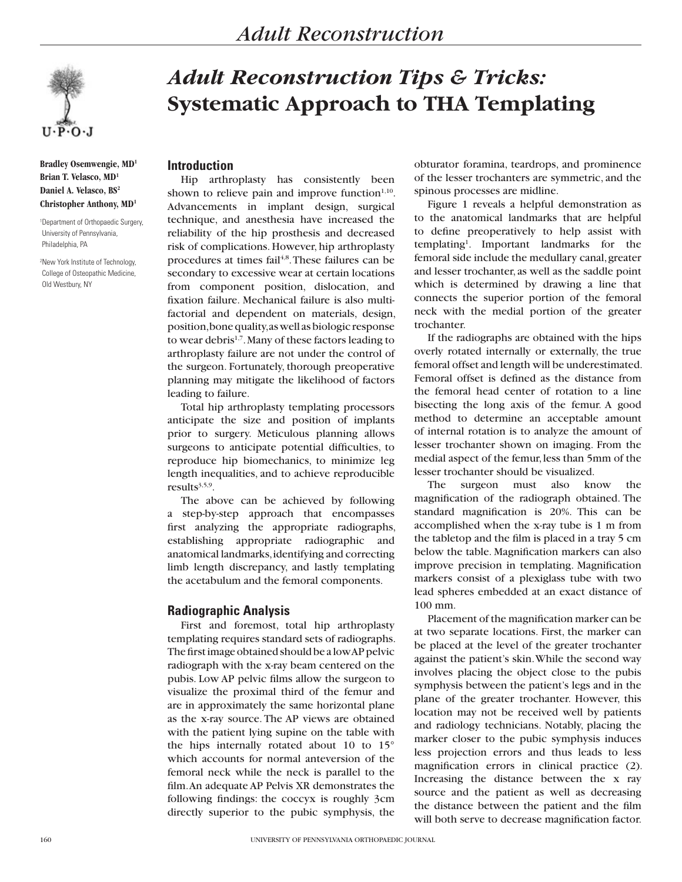# Adult Reconstruction Tips & Tricks: Systematic Approach to THA Templating

**Bradley Osemwengie, MD[1]**
**Brian T. Velasco, MD[1]**
**Daniel A. Velasco, BS[2]**
**Christopher Anthony, MD[1]**

[1]Department of Orthopaedic Surgery, University of Pennsylvania, Philadelphia, PA

[2]New York Institute of Technology, College of Osteopathic Medicine, Old Westbury, NY

## Introduction

Hip arthroplasty has consistently been shown to relieve pain and improve function[1,10]. Advancements in implant design, surgical technique, and anesthesia have increased the reliability of the hip prosthesis and decreased risk of complications. However, hip arthroplasty procedures at times fail[4,8]. These failures can be secondary to excessive wear at certain locations from component position, dislocation, and fixation failure. Mechanical failure is also multifactorial and dependent on materials, design, position, bone quality, as well as biologic response to wear debris[1,7]. Many of these factors leading to arthroplasty failure are not under the control of the surgeon. Fortunately, thorough preoperative planning may mitigate the likelihood of factors leading to failure.

Total hip arthroplasty templating processors anticipate the size and position of implants prior to surgery. Meticulous planning allows surgeons to anticipate potential difficulties, to reproduce hip biomechanics, to minimize leg length inequalities, and to achieve reproducible results[3,5,9].

The above can be achieved by following a step-by-step approach that encompasses first analyzing the appropriate radiographs, establishing appropriate radiographic and anatomical landmarks, identifying and correcting limb length discrepancy, and lastly templating the acetabulum and the femoral components.

## Radiographic Analysis

First and foremost, total hip arthroplasty templating requires standard sets of radiographs. The first image obtained should be a low AP pelvic radiograph with the x-ray beam centered on the pubis. Low AP pelvic films allow the surgeon to visualize the proximal third of the femur and are in approximately the same horizontal plane as the x-ray source. The AP views are obtained with the patient lying supine on the table with the hips internally rotated about 10 to 15° which accounts for normal anteversion of the femoral neck while the neck is parallel to the film. An adequate AP Pelvis XR demonstrates the following findings: the coccyx is roughly 3cm directly superior to the pubic symphysis, the obturator foramina, teardrops, and prominence of the lesser trochanters are symmetric, and the spinous processes are midline.

Figure 1 reveals a helpful demonstration as to the anatomical landmarks that are helpful to define preoperatively to help assist with templating[1]. Important landmarks for the femoral side include the medullary canal, greater and lesser trochanter, as well as the saddle point which is determined by drawing a line that connects the superior portion of the femoral neck with the medial portion of the greater trochanter.

If the radiographs are obtained with the hips overly rotated internally or externally, the true femoral offset and length will be underestimated. Femoral offset is defined as the distance from the femoral head center of rotation to a line bisecting the long axis of the femur. A good method to determine an acceptable amount of internal rotation is to analyze the amount of lesser trochanter shown on imaging. From the medial aspect of the femur, less than 5mm of the lesser trochanter should be visualized.

The surgeon must also know the magnification of the radiograph obtained. The standard magnification is 20%. This can be accomplished when the x-ray tube is 1 m from the tabletop and the film is placed in a tray 5 cm below the table. Magnification markers can also improve precision in templating. Magnification markers consist of a plexiglass tube with two lead spheres embedded at an exact distance of 100 mm.

Placement of the magnification marker can be at two separate locations. First, the marker can be placed at the level of the greater trochanter against the patient's skin. While the second way involves placing the object close to the pubis symphysis between the patient's legs and in the plane of the greater trochanter. However, this location may not be received well by patients and radiology technicians. Notably, placing the marker closer to the pubic symphysis induces less projection errors and thus leads to less magnification errors in clinical practice (2). Increasing the distance between the x ray source and the patient as well as decreasing the distance between the patient and the film will both serve to decrease magnification factor.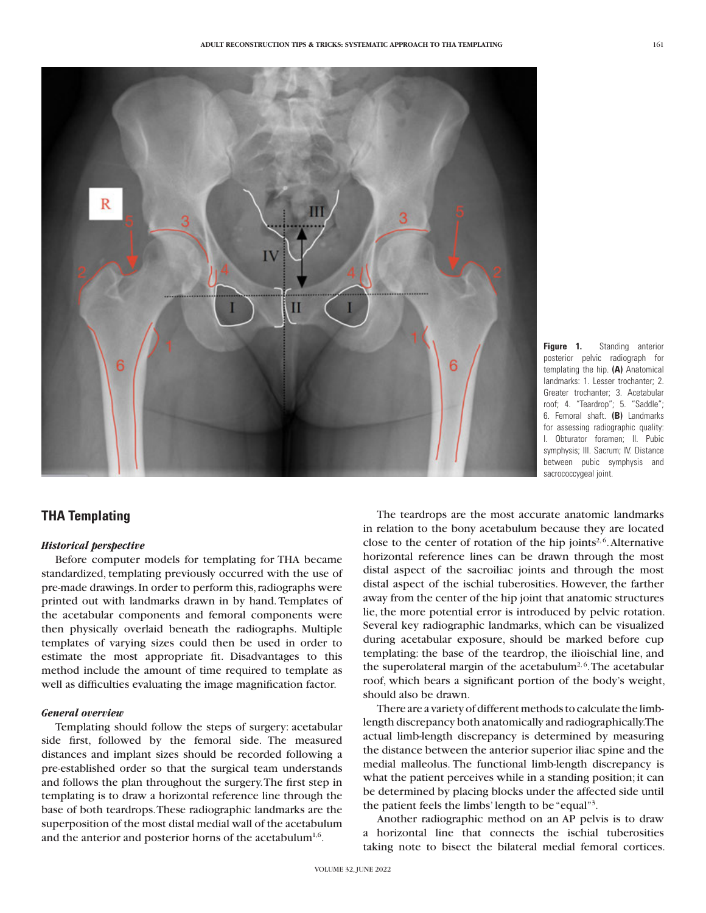Figure 1. Standing anterior posterior pelvic radiograph for templating the hip. **(A)** Anatomical landmarks: 1. Lesser trochanter; 2. Greater trochanter; 3. Acetabular roof; 4. "Teardrop"; 5. "Saddle"; 6. Femoral shaft. **(B)** Landmarks for assessing radiographic quality: I. Obturator foramen; II. Pubic symphysis; III. Sacrum; IV. Distance between pubic symphysis and sacrococcygeal joint.

## THA Templating

### *Historical perspective*

Before computer models for templating for THA became standardized, templating previously occurred with the use of pre-made drawings. In order to perform this, radiographs were printed out with landmarks drawn in by hand. Templates of the acetabular components and femoral components were then physically overlaid beneath the radiographs. Multiple templates of varying sizes could then be used in order to estimate the most appropriate fit. Disadvantages to this method include the amount of time required to template as well as difficulties evaluating the image magnification factor.

### *General overview*

Templating should follow the steps of surgery: acetabular side first, followed by the femoral side. The measured distances and implant sizes should be recorded following a pre-established order so that the surgical team understands and follows the plan throughout the surgery. The first step in templating is to draw a horizontal reference line through the base of both teardrops. These radiographic landmarks are the superposition of the most distal medial wall of the acetabulum and the anterior and posterior horns of the acetabulum[1,6].

The teardrops are the most accurate anatomic landmarks in relation to the bony acetabulum because they are located close to the center of rotation of the hip joints[2,6]. Alternative horizontal reference lines can be drawn through the most distal aspect of the sacroiliac joints and through the most distal aspect of the ischial tuberosities. However, the farther away from the center of the hip joint that anatomic structures lie, the more potential error is introduced by pelvic rotation. Several key radiographic landmarks, which can be visualized during acetabular exposure, should be marked before cup templating: the base of the teardrop, the ilioischial line, and the superolateral margin of the acetabulum[2,6]. The acetabular roof, which bears a significant portion of the body's weight, should also be drawn.

There are a variety of different methods to calculate the limb-length discrepancy both anatomically and radiographically. The actual limb-length discrepancy is determined by measuring the distance between the anterior superior iliac spine and the medial malleolus. The functional limb-length discrepancy is what the patient perceives while in a standing position; it can be determined by placing blocks under the affected side until the patient feels the limbs' length to be "equal"[3].

Another radiographic method on an AP pelvis is to draw a horizontal line that connects the ischial tuberosities taking note to bisect the bilateral medial femoral cortices.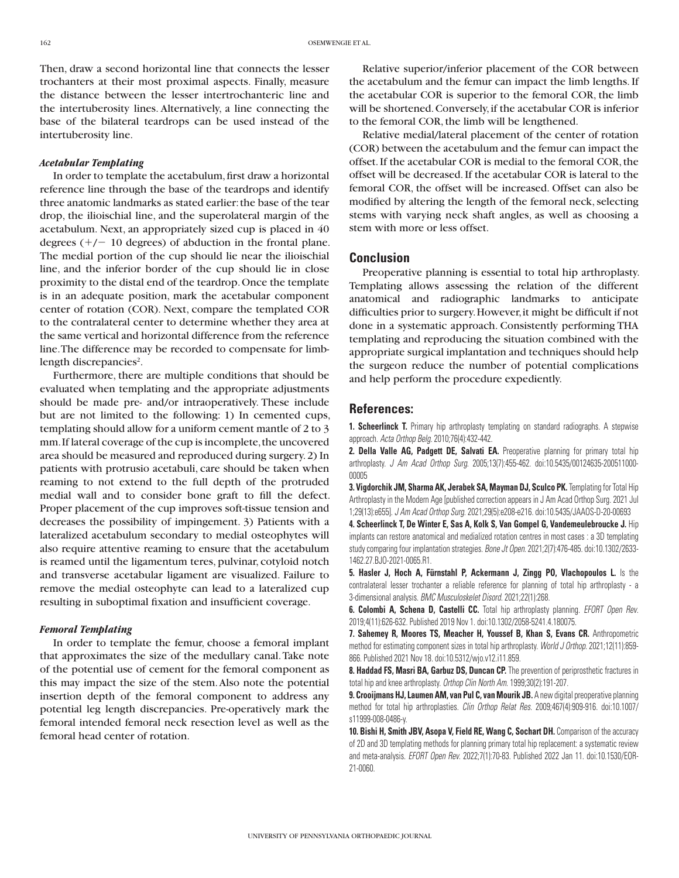Then, draw a second horizontal line that connects the lesser trochanters at their most proximal aspects. Finally, measure the distance between the lesser intertrochanteric line and the intertuberosity lines. Alternatively, a line connecting the base of the bilateral teardrops can be used instead of the intertuberosity line.

### *Acetabular Templating*

In order to template the acetabulum, first draw a horizontal reference line through the base of the teardrops and identify three anatomic landmarks as stated earlier: the base of the tear drop, the ilioischial line, and the superolateral margin of the acetabulum. Next, an appropriately sized cup is placed in 40 degrees (+/− 10 degrees) of abduction in the frontal plane. The medial portion of the cup should lie near the ilioischial line, and the inferior border of the cup should lie in close proximity to the distal end of the teardrop. Once the template is in an adequate position, mark the acetabular component center of rotation (COR). Next, compare the templated COR to the contralateral center to determine whether they area at the same vertical and horizontal difference from the reference line. The difference may be recorded to compensate for limb-length discrepancies[2].

Furthermore, there are multiple conditions that should be evaluated when templating and the appropriate adjustments should be made pre- and/or intraoperatively. These include but are not limited to the following: 1) In cemented cups, templating should allow for a uniform cement mantle of 2 to 3 mm. If lateral coverage of the cup is incomplete, the uncovered area should be measured and reproduced during surgery. 2) In patients with protrusio acetabuli, care should be taken when reaming to not extend to the full depth of the protruded medial wall and to consider bone graft to fill the defect. Proper placement of the cup improves soft-tissue tension and decreases the possibility of impingement. 3) Patients with a lateralized acetabulum secondary to medial osteophytes will also require attentive reaming to ensure that the acetabulum is reamed until the ligamentum teres, pulvinar, cotyloid notch and transverse acetabular ligament are visualized. Failure to remove the medial osteophyte can lead to a lateralized cup resulting in suboptimal fixation and insufficient coverage.

### *Femoral Templating*

In order to template the femur, choose a femoral implant that approximates the size of the medullary canal. Take note of the potential use of cement for the femoral component as this may impact the size of the stem. Also note the potential insertion depth of the femoral component to address any potential leg length discrepancies. Pre-operatively mark the femoral intended femoral neck resection level as well as the femoral head center of rotation.

Relative superior/inferior placement of the COR between the acetabulum and the femur can impact the limb lengths. If the acetabular COR is superior to the femoral COR, the limb will be shortened. Conversely, if the acetabular COR is inferior to the femoral COR, the limb will be lengthened.

Relative medial/lateral placement of the center of rotation (COR) between the acetabulum and the femur can impact the offset. If the acetabular COR is medial to the femoral COR, the offset will be decreased. If the acetabular COR is lateral to the femoral COR, the offset will be increased. Offset can also be modified by altering the length of the femoral neck, selecting stems with varying neck shaft angles, as well as choosing a stem with more or less offset.

## Conclusion

Preoperative planning is essential to total hip arthroplasty. Templating allows assessing the relation of the different anatomical and radiographic landmarks to anticipate difficulties prior to surgery. However, it might be difficult if not done in a systematic approach. Consistently performing THA templating and reproducing the situation combined with the appropriate surgical implantation and techniques should help the surgeon reduce the number of potential complications and help perform the procedure expediently.

## References:

**1. Scheerlinck T.** Primary hip arthroplasty templating on standard radiographs. A stepwise approach. *Acta Orthop Belg.* 2010;76(4):432-442.

**2. Della Valle AG, Padgett DE, Salvati EA.** Preoperative planning for primary total hip arthroplasty. *J Am Acad Orthop Surg.* 2005;13(7):455-462. doi:10.5435/00124635-200511000-00005

**3. Vigdorchik JM, Sharma AK, Jerabek SA, Mayman DJ, Sculco PK.** Templating for Total Hip Arthroplasty in the Modern Age [published correction appears in J Am Acad Orthop Surg. 2021 Jul 1;29(13):e655]. *J Am Acad Orthop Surg.* 2021;29(5):e208-e216. doi:10.5435/JAAOS-D-20-00693

**4. Scheerlinck T, De Winter E, Sas A, Kolk S, Van Gompel G, Vandemeulebroucke J.** Hip implants can restore anatomical and medialized rotation centres in most cases : a 3D templating study comparing four implantation strategies. *Bone Jt Open.* 2021;2(7):476-485. doi:10.1302/2633-1462.27.BJO-2021-0065.R1.

**5. Hasler J, Hoch A, Fürnstahl P, Ackermann J, Zingg PO, Vlachopoulos L.** Is the contralateral lesser trochanter a reliable reference for planning of total hip arthroplasty - a 3-dimensional analysis. *BMC Musculoskelet Disord.* 2021;22(1):268.

**6. Colombi A, Schena D, Castelli CC.** Total hip arthroplasty planning. *EFORT Open Rev.* 2019;4(11):626-632. Published 2019 Nov 1. doi:10.1302/2058-5241.4.180075.

**7. Sahemey R, Moores TS, Meacher H, Youssef B, Khan S, Evans CR.** Anthropometric method for estimating component sizes in total hip arthroplasty. *World J Orthop.* 2021;12(11):859-866. Published 2021 Nov 18. doi:10.5312/wjo.v12.i11.859.

**8. Haddad FS, Masri BA, Garbuz DS, Duncan CP.** The prevention of periprosthetic fractures in total hip and knee arthroplasty. *Orthop Clin North Am.* 1999;30(2):191-207.

**9. Crooijmans HJ, Laumen AM, van Pul C, van Mourik JB.** A new digital preoperative planning method for total hip arthroplasties. *Clin Orthop Relat Res.* 2009;467(4):909-916. doi:10.1007/s11999-008-0486-y.

**10. Bishi H, Smith JBV, Asopa V, Field RE, Wang C, Sochart DH.** Comparison of the accuracy of 2D and 3D templating methods for planning primary total hip replacement: a systematic review and meta-analysis. *EFORT Open Rev.* 2022;7(1):70-83. Published 2022 Jan 11. doi:10.1530/EOR-21-0060.